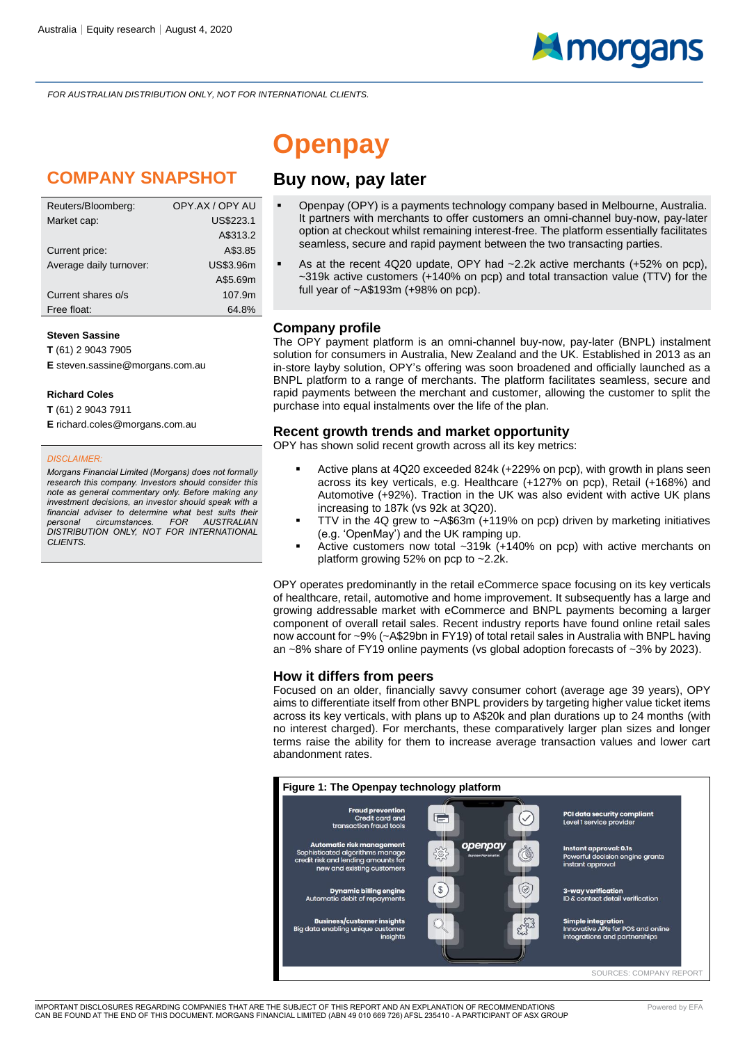Australia | Equity research | August 4, 2020

*FOR AUSTRALIAN DISTRIBUTION ONLY, NOT FOR INTERNATIONAL CLIENTS.*

# Openpay

## Buy now, pay later

## COMPANY SNAPSHOT

| | |
|---|---|
| Reuters/Bloomberg: | OPY.AX / OPY AU |
| Market cap: | US$223.1 |
| | A$313.2 |
| Current price: | A$3.85 |
| Average daily turnover: | US$3.96m |
| | A$5.69m |
| Current shares o/s | 107.9m |
| Free float: | 64.8% |

**Steven Sassine**
**T** (61) 2 9043 7905
**E** steven.sassine@morgans.com.au

**Richard Coles**
**T** (61) 2 9043 7911
**E** richard.coles@morgans.com.au

*DISCLAIMER:*

*Morgans Financial Limited (Morgans) does not formally research this company. Investors should consider this note as general commentary only. Before making any investment decisions, an investor should speak with a financial adviser to determine what best suits their personal circumstances. FOR AUSTRALIAN DISTRIBUTION ONLY, NOT FOR INTERNATIONAL CLIENTS.*

- Openpay (OPY) is a payments technology company based in Melbourne, Australia. It partners with merchants to offer customers an omni-channel buy-now, pay-later option at checkout whilst remaining interest-free. The platform essentially facilitates seamless, secure and rapid payment between the two transacting parties.
- As at the recent 4Q20 update, OPY had ~2.2k active merchants (+52% on pcp), ~319k active customers (+140% on pcp) and total transaction value (TTV) for the full year of ~A$193m (+98% on pcp).

### Company profile

The OPY payment platform is an omni-channel buy-now, pay-later (BNPL) instalment solution for consumers in Australia, New Zealand and the UK. Established in 2013 as an in-store layby solution, OPY's offering was soon broadened and officially launched as a BNPL platform to a range of merchants. The platform facilitates seamless, secure and rapid payments between the merchant and customer, allowing the customer to split the purchase into equal instalments over the life of the plan.

### Recent growth trends and market opportunity

OPY has shown solid recent growth across all its key metrics:

- Active plans at 4Q20 exceeded 824k (+229% on pcp), with growth in plans seen across its key verticals, e.g. Healthcare (+127% on pcp), Retail (+168%) and Automotive (+92%). Traction in the UK was also evident with active UK plans increasing to 187k (vs 92k at 3Q20).
- TTV in the 4Q grew to ~A$63m (+119% on pcp) driven by marketing initiatives (e.g. 'OpenMay') and the UK ramping up.
- Active customers now total ~319k (+140% on pcp) with active merchants on platform growing 52% on pcp to ~2.2k.

OPY operates predominantly in the retail eCommerce space focusing on its key verticals of healthcare, retail, automotive and home improvement. It subsequently has a large and growing addressable market with eCommerce and BNPL payments becoming a larger component of overall retail sales. Recent industry reports have found online retail sales now account for ~9% (~A$29bn in FY19) of total retail sales in Australia with BNPL having an ~8% share of FY19 online payments (vs global adoption forecasts of ~3% by 2023).

### How it differs from peers

Focused on an older, financially savvy consumer cohort (average age 39 years), OPY aims to differentiate itself from other BNPL providers by targeting higher value ticket items across its key verticals, with plans up to A$20k and plan durations up to 24 months (with no interest charged). For merchants, these comparatively larger plan sizes and longer terms raise the ability for them to increase average transaction values and lower cart abandonment rates.

**Figure 1: The Openpay technology platform**

**Fraud prevention** Credit card and transaction fraud tools

**Automatic risk management** Sophisticated algorithms manage credit risk and lending amounts for new and existing customers

**Dynamic billing engine** Automatic debit of repayments

**Business/customer insights** Big data enabling unique customer insights

**PCI data security compliant** Level 1 service provider

**Instant approval: 0.1s** Powerful decision engine grants instant approval

**3-way verification** ID & contact detail verification

**Simple integration** Innovative APIs for POS and online integrations and partnerships

SOURCES: COMPANY REPORT

IMPORTANT DISCLOSURES REGARDING COMPANIES THAT ARE THE SUBJECT OF THIS REPORT AND AN EXPLANATION OF RECOMMENDATIONS CAN BE FOUND AT THE END OF THIS DOCUMENT. MORGANS FINANCIAL LIMITED (ABN 49 010 669 726) AFSL 235410 - A PARTICIPANT OF ASX GROUP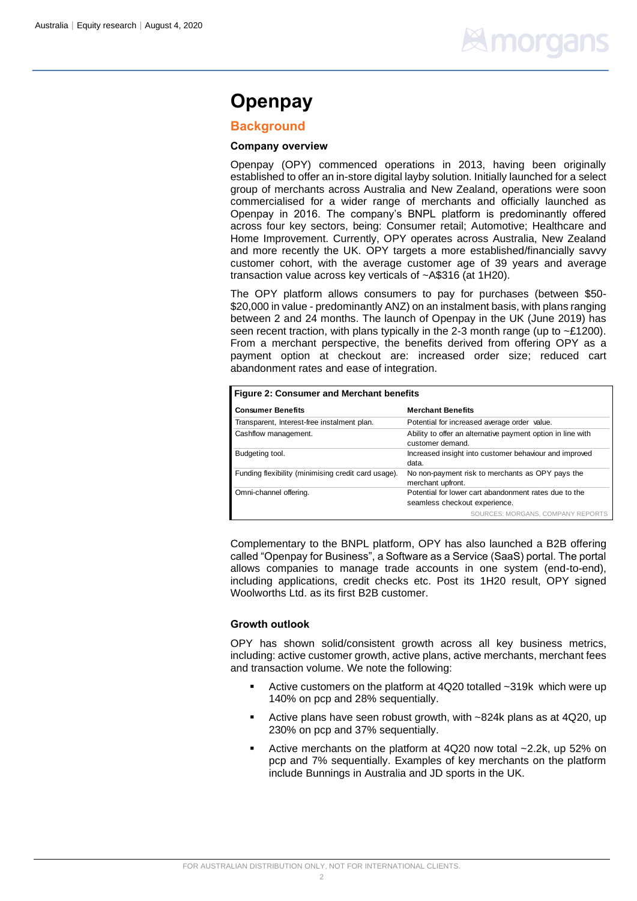# Openpay

## Background

### Company overview

Openpay (OPY) commenced operations in 2013, having been originally established to offer an in-store digital layby solution. Initially launched for a select group of merchants across Australia and New Zealand, operations were soon commercialised for a wider range of merchants and officially launched as Openpay in 2016. The company's BNPL platform is predominantly offered across four key sectors, being: Consumer retail; Automotive; Healthcare and Home Improvement. Currently, OPY operates across Australia, New Zealand and more recently the UK. OPY targets a more established/financially savvy customer cohort, with the average customer age of 39 years and average transaction value across key verticals of ~A$316 (at 1H20).

The OPY platform allows consumers to pay for purchases (between $50-$20,000 in value - predominantly ANZ) on an instalment basis, with plans ranging between 2 and 24 months. The launch of Openpay in the UK (June 2019) has seen recent traction, with plans typically in the 2-3 month range (up to ~£1200). From a merchant perspective, the benefits derived from offering OPY as a payment option at checkout are: increased order size; reduced cart abandonment rates and ease of integration.

**Figure 2: Consumer and Merchant benefits**

| Consumer Benefits | Merchant Benefits |
|---|---|
| Transparent, Interest-free instalment plan. | Potential for increased average order value. |
| Cashflow management. | Ability to offer an alternative payment option in line with customer demand. |
| Budgeting tool. | Increased insight into customer behaviour and improved data. |
| Funding flexibility (minimising credit card usage). | No non-payment risk to merchants as OPY pays the merchant upfront. |
| Omni-channel offering. | Potential for lower cart abandonment rates due to the seamless checkout experience. |

SOURCES: MORGANS, COMPANY REPORTS

Complementary to the BNPL platform, OPY has also launched a B2B offering called "Openpay for Business", a Software as a Service (SaaS) portal. The portal allows companies to manage trade accounts in one system (end-to-end), including applications, credit checks etc. Post its 1H20 result, OPY signed Woolworths Ltd. as its first B2B customer.

### Growth outlook

OPY has shown solid/consistent growth across all key business metrics, including: active customer growth, active plans, active merchants, merchant fees and transaction volume. We note the following:

- Active customers on the platform at 4Q20 totalled ~319k which were up 140% on pcp and 28% sequentially.
- Active plans have seen robust growth, with ~824k plans as at 4Q20, up 230% on pcp and 37% sequentially.
- Active merchants on the platform at 4Q20 now total ~2.2k, up 52% on pcp and 7% sequentially. Examples of key merchants on the platform include Bunnings in Australia and JD sports in the UK.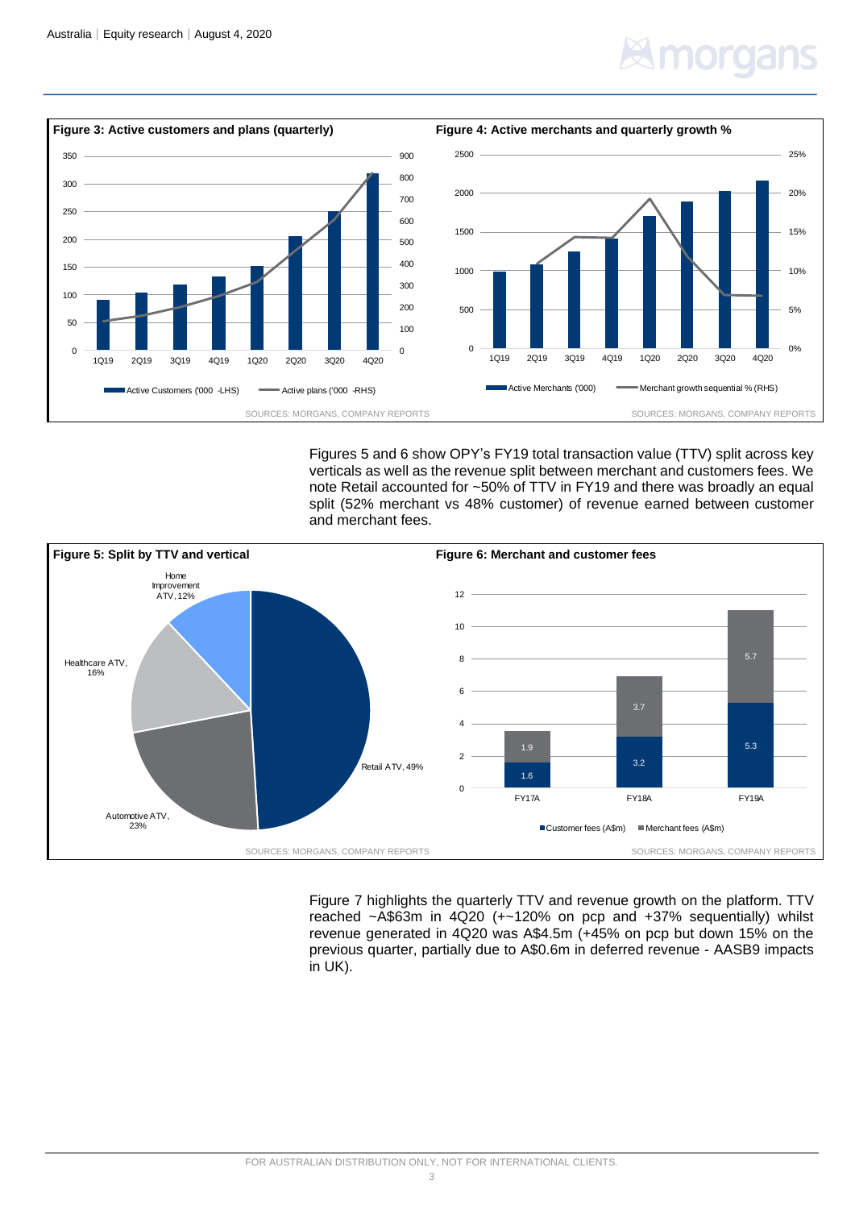**Figure 3: Active customers and plans (quarterly)**

SOURCES: MORGANS, COMPANY REPORTS

**Figure 4: Active merchants and quarterly growth %**

SOURCES: MORGANS, COMPANY REPORTS

Figures 5 and 6 show OPY's FY19 total transaction value (TTV) split across key verticals as well as the revenue split between merchant and customers fees. We note Retail accounted for ~50% of TTV in FY19 and there was broadly an equal split (52% merchant vs 48% customer) of revenue earned between customer and merchant fees.

**Figure 5: Split by TTV and vertical**

SOURCES: MORGANS, COMPANY REPORTS

**Figure 6: Merchant and customer fees**

SOURCES: MORGANS, COMPANY REPORTS

Figure 7 highlights the quarterly TTV and revenue growth on the platform. TTV reached ~A$63m in 4Q20 (+~120% on pcp and +37% sequentially) whilst revenue generated in 4Q20 was A$4.5m (+45% on pcp but down 15% on the previous quarter, partially due to A$0.6m in deferred revenue - AASB9 impacts in UK).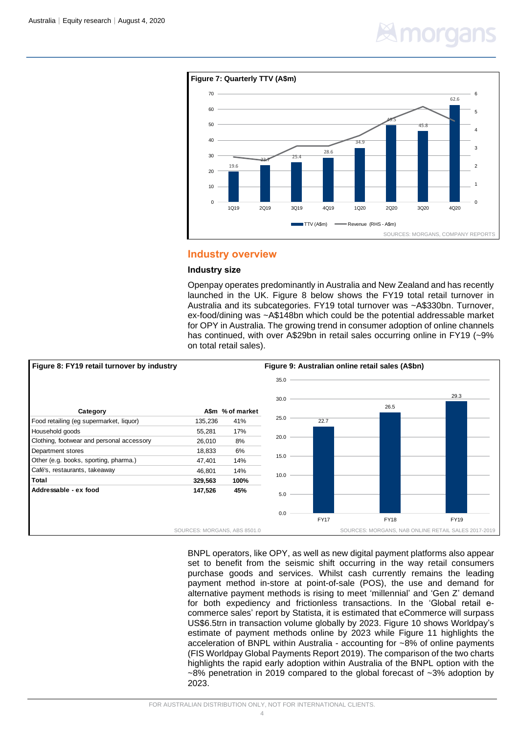**Figure 7: Quarterly TTV (A$m)**

| Quarter | TTV (A$m) |
|---|---|
| 1Q19 | 19.6 |
| 2Q19 | 23.7 |
| 3Q19 | 25.4 |
| 4Q19 | 28.6 |
| 1Q20 | 34.9 |
| 2Q20 | 49.5 |
| 3Q20 | 45.8 |
| 4Q20 | 62.6 |

TTV (A$m) — Revenue (RHS - A$m)

SOURCES: MORGANS, COMPANY REPORTS

## Industry overview

### Industry size

Openpay operates predominantly in Australia and New Zealand and has recently launched in the UK. Figure 8 below shows the FY19 total retail turnover in Australia and its subcategories. FY19 total turnover was ~A$330bn. Turnover, ex-food/dining was ~A$148bn which could be the potential addressable market for OPY in Australia. The growing trend in consumer adoption of online channels has continued, with over A$29bn in retail sales occurring online in FY19 (~9% on total retail sales).

**Figure 8: FY19 retail turnover by industry**

| Category | A$m | % of market |
|---|---|---|
| Food retailing (eg supermarket, liquor) | 135,236 | 41% |
| Household goods | 55,281 | 17% |
| Clothing, footwear and personal accessory | 26,010 | 8% |
| Department stores | 18,833 | 6% |
| Other (e.g. books, sporting, pharma.) | 47,401 | 14% |
| Café's, restaurants, takeaway | 46,801 | 14% |
| **Total** | **329,563** | **100%** |
| **Addressable - ex food** | **147,526** | **45%** |

SOURCES: MORGANS, ABS 8501.0

**Figure 9: Australian online retail sales (A$bn)**

| Year | A$bn |
|---|---|
| FY17 | 22.7 |
| FY18 | 26.5 |
| FY19 | 29.3 |

SOURCES: MORGANS, NAB ONLINE RETAIL SALES 2017-2019

BNPL operators, like OPY, as well as new digital payment platforms also appear set to benefit from the seismic shift occurring in the way retail consumers purchase goods and services. Whilst cash currently remains the leading payment method in-store at point-of-sale (POS), the use and demand for alternative payment methods is rising to meet 'millennial' and 'Gen Z' demand for both expediency and frictionless transactions. In the 'Global retail e-commerce sales' report by Statista, it is estimated that eCommerce will surpass US$6.5trn in transaction volume globally by 2023. Figure 10 shows Worldpay's estimate of payment methods online by 2023 while Figure 11 highlights the acceleration of BNPL within Australia - accounting for ~8% of online payments (FIS Worldpay Global Payments Report 2019). The comparison of the two charts highlights the rapid early adoption within Australia of the BNPL option with the ~8% penetration in 2019 compared to the global forecast of ~3% adoption by 2023.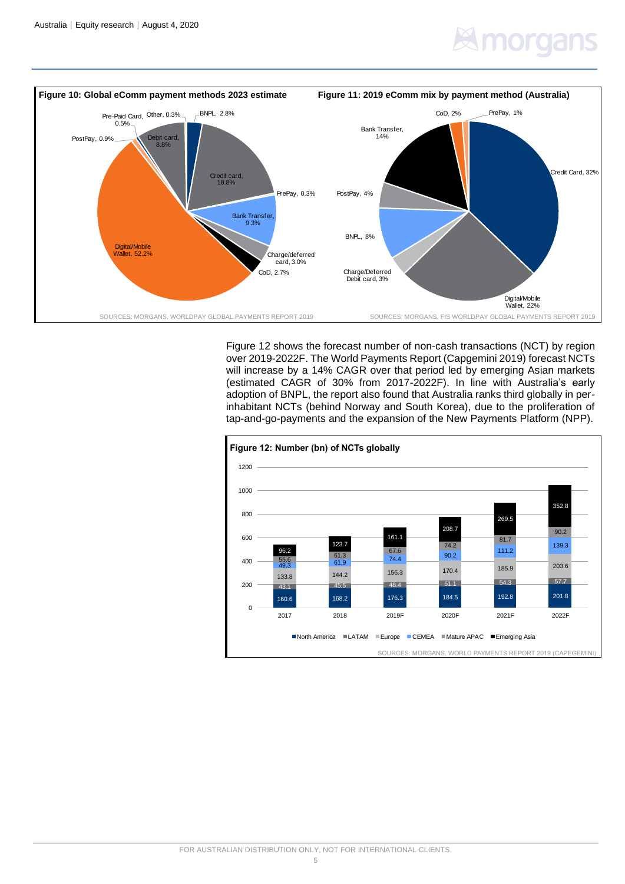**Figure 10: Global eComm payment methods 2023 estimate**

| Payment method | Share |
| --- | --- |
| Digital/Mobile Wallet | 52.2% |
| Credit card | 18.8% |
| Bank Transfer | 9.3% |
| Debit card | 8.8% |
| Charge/deferred card | 3.0% |
| BNPL | 2.8% |
| CoD | 2.7% |
| PostPay | 0.9% |
| Pre-Paid Card | 0.5% |
| Other | 0.3% |
| PrePay | 0.3% |

SOURCES: MORGANS, WORLDPAY GLOBAL PAYMENTS REPORT 2019

**Figure 11: 2019 eComm mix by payment method (Australia)**

| Payment method | Share |
| --- | --- |
| Credit Card | 32% |
| Digital/Mobile Wallet | 22% |
| Bank Transfer | 14% |
| BNPL | 8% |
| PostPay | 4% |
| Charge/Deferred Debit card | 3% |
| CoD | 2% |
| PrePay | 1% |

SOURCES: MORGANS, FIS WORLDPAY GLOBAL PAYMENTS REPORT 2019

Figure 12 shows the forecast number of non-cash transactions (NCT) by region over 2019-2022F. The World Payments Report (Capgemini 2019) forecast NCTs will increase by a 14% CAGR over that period led by emerging Asian markets (estimated CAGR of 30% from 2017-2022F). In line with Australia's early adoption of BNPL, the report also found that Australia ranks third globally in per-inhabitant NCTs (behind Norway and South Korea), due to the proliferation of tap-and-go-payments and the expansion of the New Payments Platform (NPP).

**Figure 12: Number (bn) of NCTs globally**

| Region | 2017 | 2018 | 2019F | 2020F | 2021F | 2022F |
| --- | --- | --- | --- | --- | --- | --- |
| North America | 160.6 | 168.2 | 176.3 | 184.5 | 192.8 | 201.8 |
| LATAM | 43.1 | 45.5 | 48.4 | 51.1 | 54.3 | 57.7 |
| Europe | 133.8 | 144.2 | 156.3 | 170.4 | 185.9 | 203.6 |
| CEMEA | 49.3 | 61.9 | 74.4 | 90.2 | 111.2 | 139.3 |
| Mature APAC | 55.6 | 61.3 | 67.6 | 74.2 | 81.7 | 90.2 |
| Emerging Asia | 96.2 | 123.7 | 161.1 | 208.7 | 269.5 | 352.8 |

SOURCES: MORGANS, WORLD PAYMENTS REPORT 2019 (CAPEGEMINI)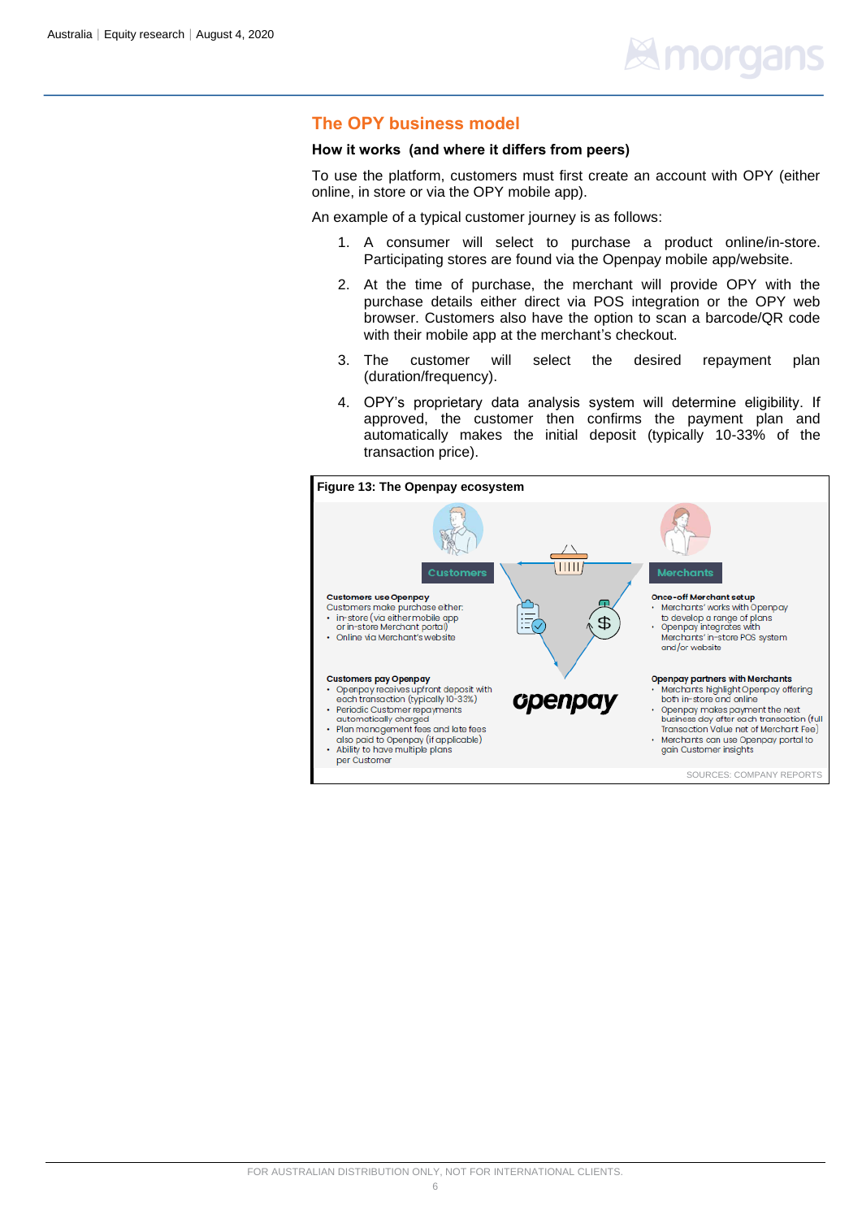## The OPY business model

### How it works (and where it differs from peers)

To use the platform, customers must first create an account with OPY (either online, in store or via the OPY mobile app).

An example of a typical customer journey is as follows:

1. A consumer will select to purchase a product online/in-store. Participating stores are found via the Openpay mobile app/website.
2. At the time of purchase, the merchant will provide OPY with the purchase details either direct via POS integration or the OPY web browser. Customers also have the option to scan a barcode/QR code with their mobile app at the merchant's checkout.
3. The customer will select the desired repayment plan (duration/frequency).
4. OPY's proprietary data analysis system will determine eligibility. If approved, the customer then confirms the payment plan and automatically makes the initial deposit (typically 10-33% of the transaction price).

**Figure 13: The Openpay ecosystem**

**Customers**

**Customers use Openpay**
Customers make purchase either:
- in-store (via either mobile app or in-store Merchant portal)
- Online via Merchant's website

**Customers pay Openpay**
- Openpay receives upfront deposit with each transaction (typically 10-33%)
- Periodic Customer repayments automatically charged
- Plan management fees and late fees also paid to Openpay (if applicable)
- Ability to have multiple plans per Customer

**Merchants**

**Once-off Merchant setup**
- Merchants' works with Openpay to develop a range of plans
- Openpay integrates with Merchants' in-store POS system and/or website

**Openpay partners with Merchants**
- Merchants highlight Openpay offering both in-store and online
- Openpay makes payment the next business day after each transaction (full Transaction Value net of Merchant Fee)
- Merchants can use Openpay portal to gain Customer insights

openpay

SOURCES: COMPANY REPORTS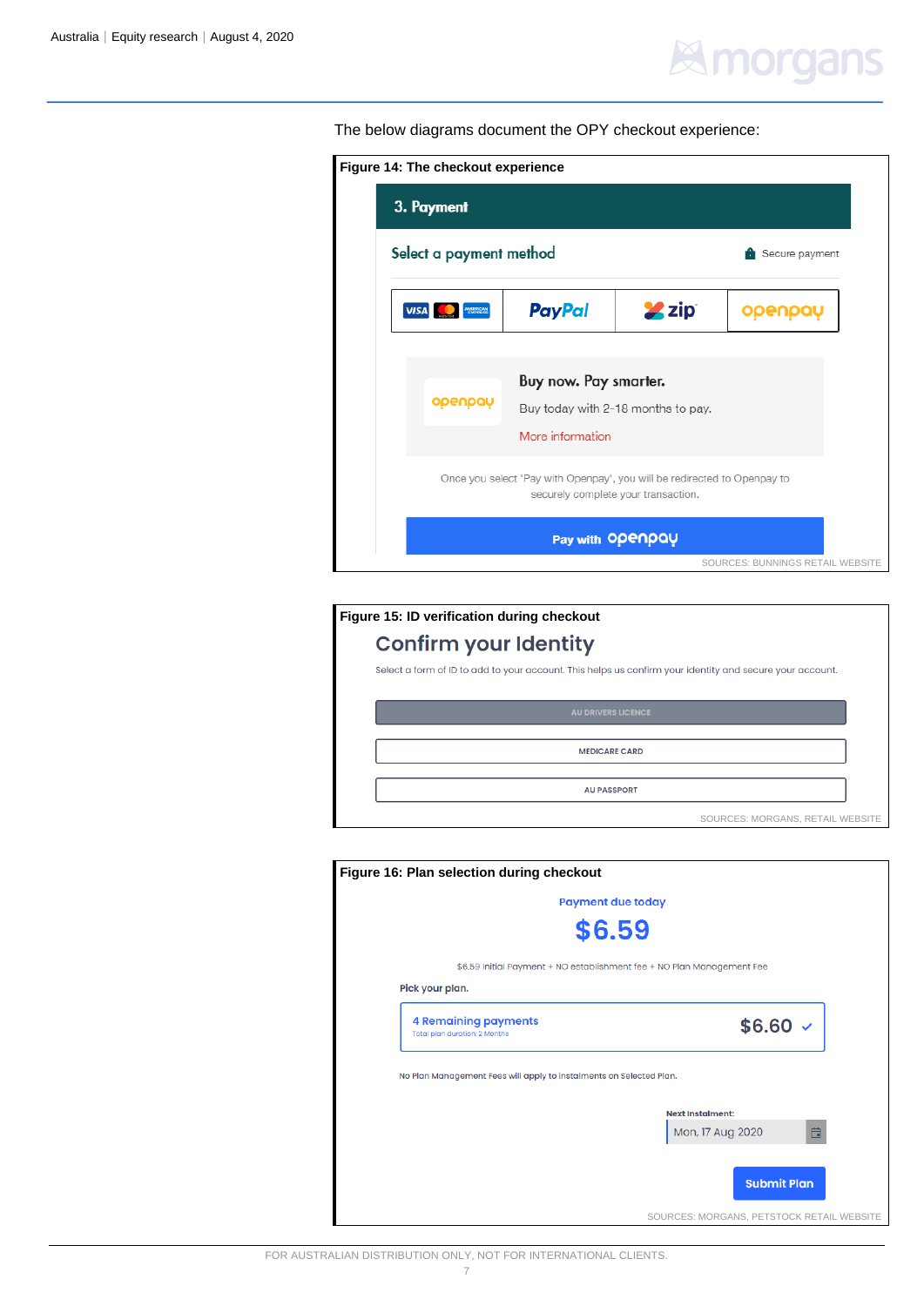The below diagrams document the OPY checkout experience:

**Figure 14: The checkout experience**

3. Payment

Select a payment method — Secure payment

VISA | PayPal | zip | openpay

Buy now. Pay smarter.

Buy today with 2-18 months to pay.

More information

Once you select 'Pay with Openpay', you will be redirected to Openpay to securely complete your transaction.

Pay with openpay

SOURCES: BUNNINGS RETAIL WEBSITE

**Figure 15: ID verification during checkout**

Confirm your Identity

Select a form of ID to add to your account. This helps us confirm your identity and secure your account.

AU DRIVERS LICENCE

MEDICARE CARD

AU PASSPORT

SOURCES: MORGANS, RETAIL WEBSITE

**Figure 16: Plan selection during checkout**

Payment due today

$6.59

$6.59 Initial Payment + NO establishment fee + NO Plan Management Fee

Pick your plan.

4 Remaining payments — $6.60
Total plan duration: 2 Months

No Plan Management Fees will apply to instalments on Selected Plan.

Next Instalment: Mon, 17 Aug 2020

Submit Plan

SOURCES: MORGANS, PETSTOCK RETAIL WEBSITE

FOR AUSTRALIAN DISTRIBUTION ONLY, NOT FOR INTERNATIONAL CLIENTS.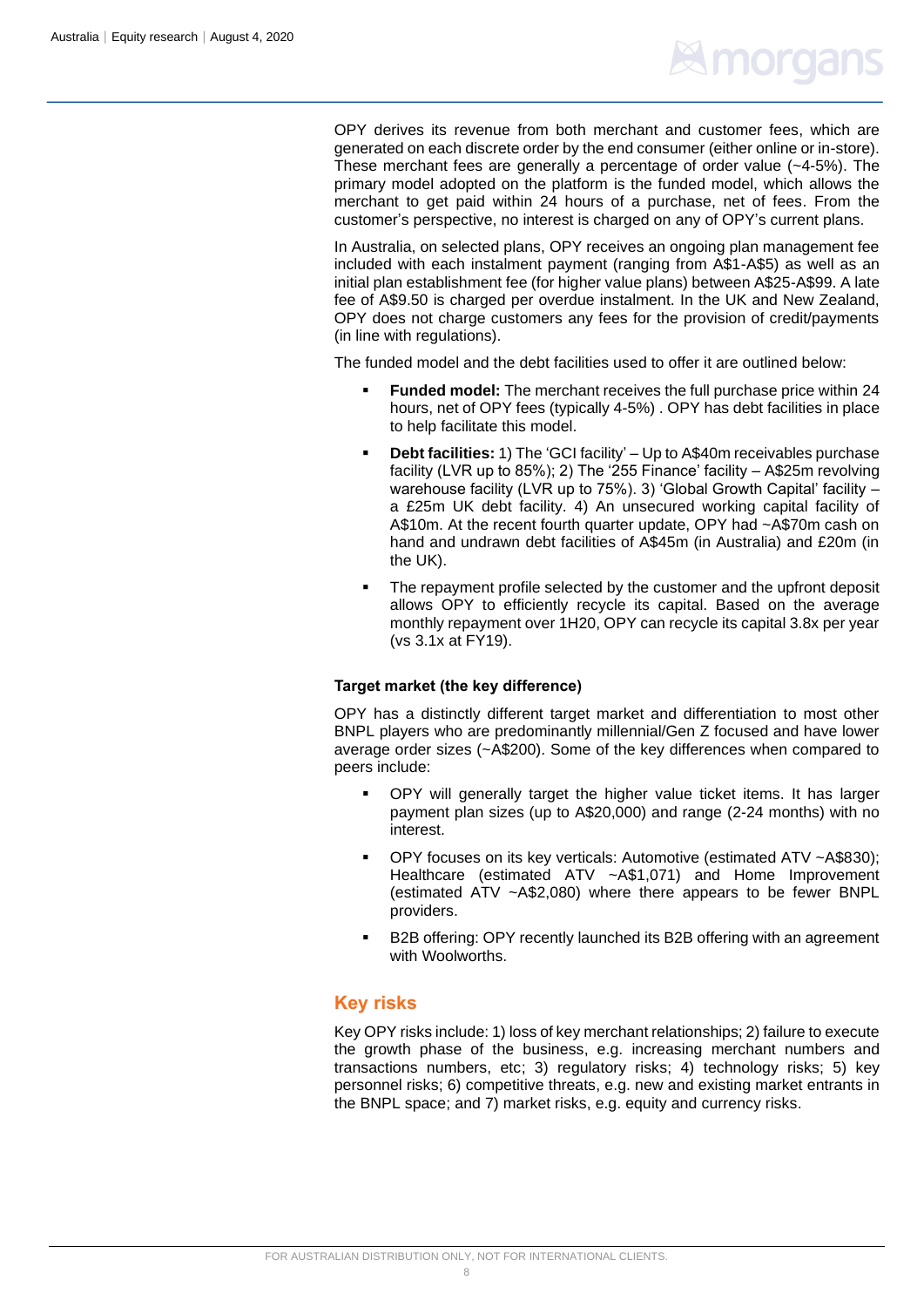OPY derives its revenue from both merchant and customer fees, which are generated on each discrete order by the end consumer (either online or in-store). These merchant fees are generally a percentage of order value (~4-5%). The primary model adopted on the platform is the funded model, which allows the merchant to get paid within 24 hours of a purchase, net of fees. From the customer's perspective, no interest is charged on any of OPY's current plans.

In Australia, on selected plans, OPY receives an ongoing plan management fee included with each instalment payment (ranging from A$1-A$5) as well as an initial plan establishment fee (for higher value plans) between A$25-A$99. A late fee of A$9.50 is charged per overdue instalment. In the UK and New Zealand, OPY does not charge customers any fees for the provision of credit/payments (in line with regulations).

The funded model and the debt facilities used to offer it are outlined below:

- **Funded model:** The merchant receives the full purchase price within 24 hours, net of OPY fees (typically 4-5%) . OPY has debt facilities in place to help facilitate this model.
- **Debt facilities:** 1) The 'GCI facility' – Up to A$40m receivables purchase facility (LVR up to 85%); 2) The '255 Finance' facility – A$25m revolving warehouse facility (LVR up to 75%). 3) 'Global Growth Capital' facility – a £25m UK debt facility. 4) An unsecured working capital facility of A$10m. At the recent fourth quarter update, OPY had ~A$70m cash on hand and undrawn debt facilities of A$45m (in Australia) and £20m (in the UK).
- The repayment profile selected by the customer and the upfront deposit allows OPY to efficiently recycle its capital. Based on the average monthly repayment over 1H20, OPY can recycle its capital 3.8x per year (vs 3.1x at FY19).

**Target market (the key difference)**

OPY has a distinctly different target market and differentiation to most other BNPL players who are predominantly millennial/Gen Z focused and have lower average order sizes (~A$200). Some of the key differences when compared to peers include:

- OPY will generally target the higher value ticket items. It has larger payment plan sizes (up to A$20,000) and range (2-24 months) with no interest.
- OPY focuses on its key verticals: Automotive (estimated ATV ~A$830); Healthcare (estimated ATV ~A$1,071) and Home Improvement (estimated ATV ~A$2,080) where there appears to be fewer BNPL providers.
- B2B offering: OPY recently launched its B2B offering with an agreement with Woolworths.

## Key risks

Key OPY risks include: 1) loss of key merchant relationships; 2) failure to execute the growth phase of the business, e.g. increasing merchant numbers and transactions numbers, etc; 3) regulatory risks; 4) technology risks; 5) key personnel risks; 6) competitive threats, e.g. new and existing market entrants in the BNPL space; and 7) market risks, e.g. equity and currency risks.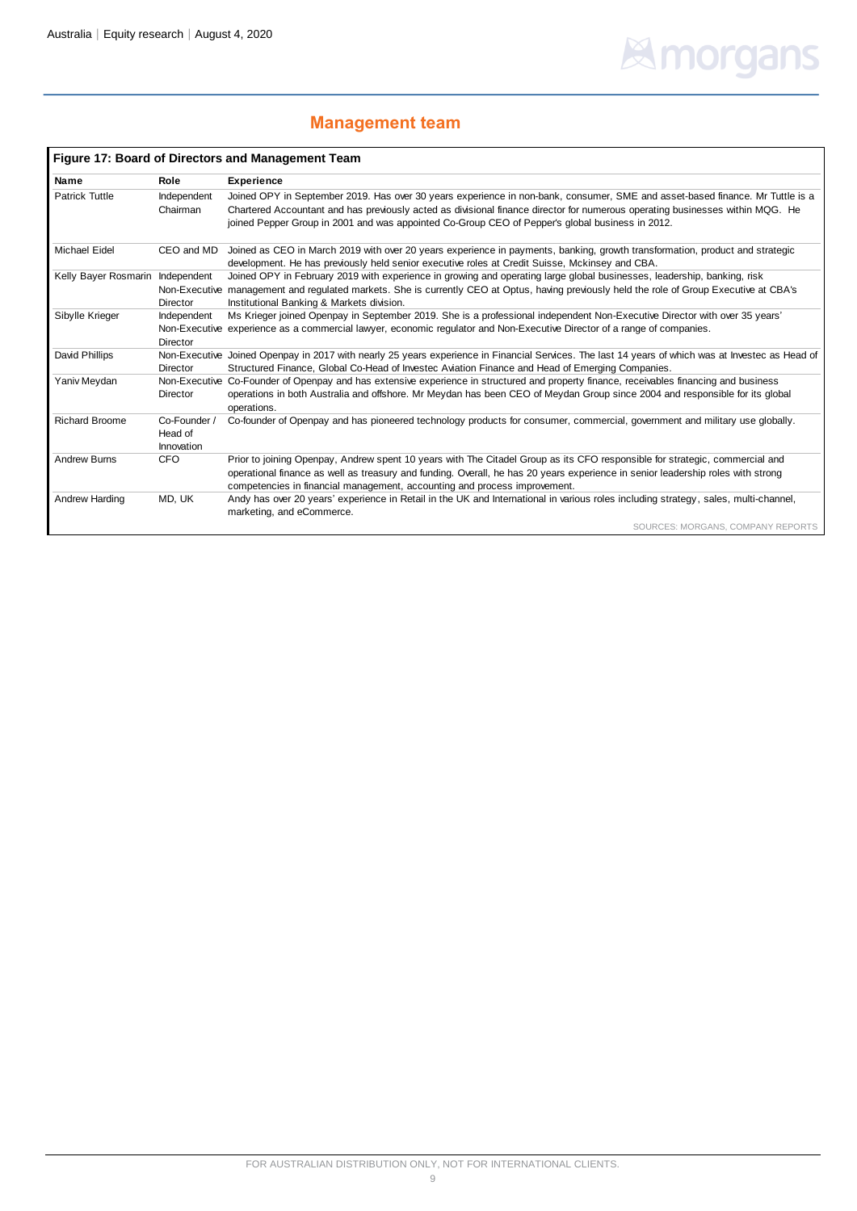## Management team

**Figure 17: Board of Directors and Management Team**

| Name | Role | Experience |
|---|---|---|
| Patrick Tuttle | Independent Chairman | Joined OPY in September 2019. Has over 30 years experience in non-bank, consumer, SME and asset-based finance. Mr Tuttle is a Chartered Accountant and has previously acted as divisional finance director for numerous operating businesses within MQG. He joined Pepper Group in 2001 and was appointed Co-Group CEO of Pepper's global business in 2012. |
| Michael Eidel | CEO and MD | Joined as CEO in March 2019 with over 20 years experience in payments, banking, growth transformation, product and strategic development. He has previously held senior executive roles at Credit Suisse, Mckinsey and CBA. |
| Kelly Bayer Rosmarin | Independent Non-Executive Director | Joined OPY in February 2019 with experience in growing and operating large global businesses, leadership, banking, risk management and regulated markets. She is currently CEO at Optus, having previously held the role of Group Executive at CBA's Institutional Banking & Markets division. |
| Sibylle Krieger | Independent Non-Executive Director | Ms Krieger joined Openpay in September 2019. She is a professional independent Non-Executive Director with over 35 years' experience as a commercial lawyer, economic regulator and Non-Executive Director of a range of companies. |
| David Phillips | Non-Executive Director | Joined Openpay in 2017 with nearly 25 years experience in Financial Services. The last 14 years of which was at Investec as Head of Structured Finance, Global Co-Head of Investec Aviation Finance and Head of Emerging Companies. |
| Yaniv Meydan | Non-Executive Director | Co-Founder of Openpay and has extensive experience in structured and property finance, receivables financing and business operations in both Australia and offshore. Mr Meydan has been CEO of Meydan Group since 2004 and responsible for its global operations. |
| Richard Broome | Co-Founder / Head of Innovation | Co-founder of Openpay and has pioneered technology products for consumer, commercial, government and military use globally. |
| Andrew Burns | CFO | Prior to joining Openpay, Andrew spent 10 years with The Citadel Group as its CFO responsible for strategic, commercial and operational finance as well as treasury and funding. Overall, he has 20 years experience in senior leadership roles with strong competencies in financial management, accounting and process improvement. |
| Andrew Harding | MD, UK | Andy has over 20 years' experience in Retail in the UK and International in various roles including strategy, sales, multi-channel, marketing, and eCommerce. |

SOURCES: MORGANS, COMPANY REPORTS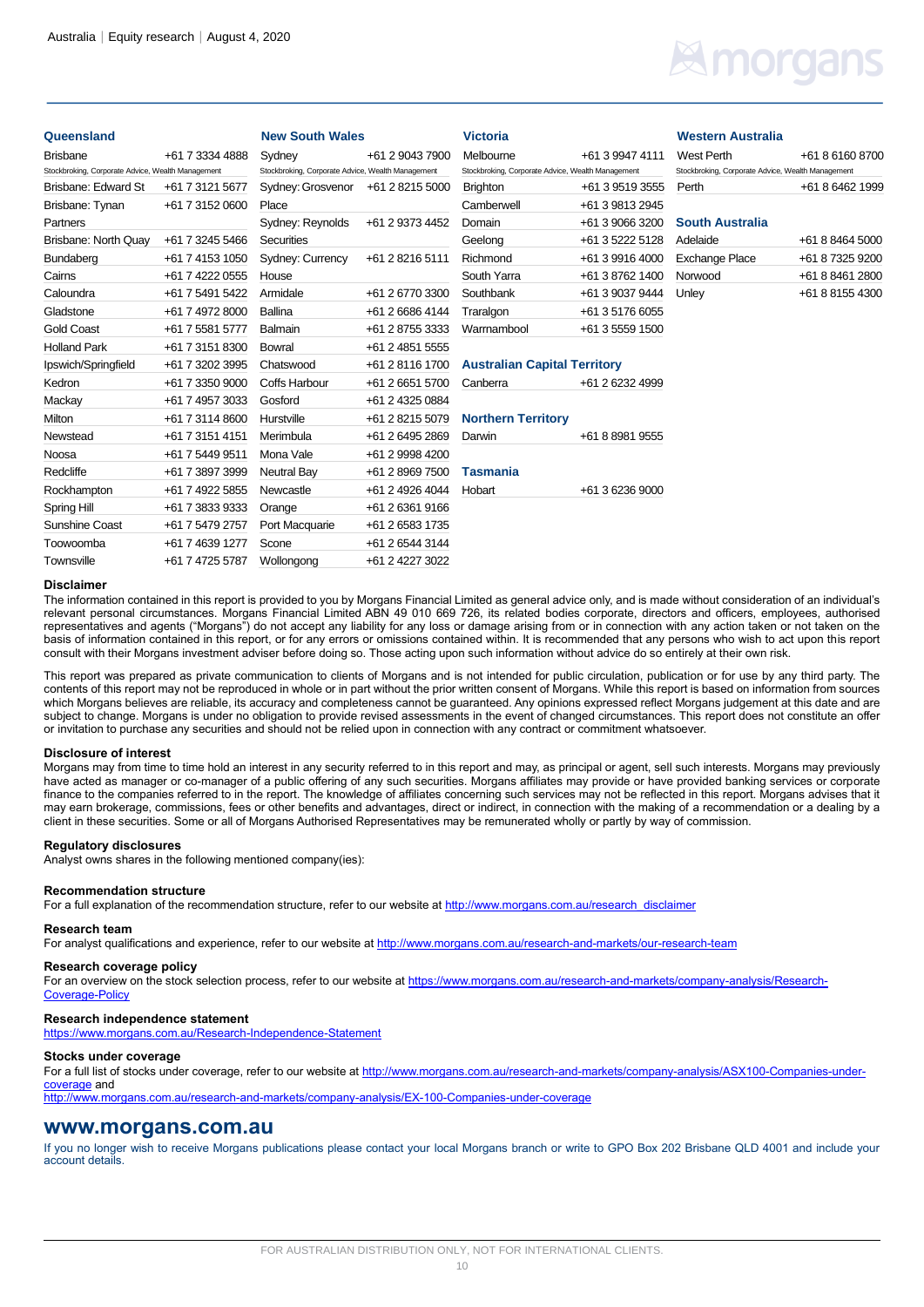### Queensland

| | |
|---|---|
| Brisbane | +61 7 3334 4888 |
| Stockbroking, Corporate Advice, Wealth Management | |
| Brisbane: Edward St | +61 7 3121 5677 |
| Brisbane: Tynan Partners | +61 7 3152 0600 |
| Brisbane: North Quay | +61 7 3245 5466 |
| Bundaberg | +61 7 4153 1050 |
| Cairns | +61 7 4222 0555 |
| Caloundra | +61 7 5491 5422 |
| Gladstone | +61 7 4972 8000 |
| Gold Coast | +61 7 5581 5777 |
| Holland Park | +61 7 3151 8300 |
| Ipswich/Springfield | +61 7 3202 3995 |
| Kedron | +61 7 3350 9000 |
| Mackay | +61 7 4957 3033 |
| Milton | +61 7 3114 8600 |
| Newstead | +61 7 3151 4151 |
| Noosa | +61 7 5449 9511 |
| Redcliffe | +61 7 3897 3999 |
| Rockhampton | +61 7 4922 5855 |
| Spring Hill | +61 7 3833 9333 |
| Sunshine Coast | +61 7 5479 2757 |
| Toowoomba | +61 7 4639 1277 |
| Townsville | +61 7 4725 5787 |

### New South Wales

| | |
|---|---|
| Sydney | +61 2 9043 7900 |
| Stockbroking, Corporate Advice, Wealth Management | |
| Sydney: Grosvenor Place | +61 2 8215 5000 |
| Sydney: Reynolds Securities | +61 2 9373 4452 |
| Sydney: Currency House | +61 2 8216 5111 |
| Armidale | +61 2 6770 3300 |
| Ballina | +61 2 6686 4144 |
| Balmain | +61 2 8755 3333 |
| Bowral | +61 2 4851 5555 |
| Chatswood | +61 2 8116 1700 |
| Coffs Harbour | +61 2 6651 5700 |
| Gosford | +61 2 4325 0884 |
| Hurstville | +61 2 8215 5079 |
| Merimbula | +61 2 6495 2869 |
| Mona Vale | +61 2 9998 4200 |
| Neutral Bay | +61 2 8969 7500 |
| Newcastle | +61 2 4926 4044 |
| Orange | +61 2 6361 9166 |
| Port Macquarie | +61 2 6583 1735 |
| Scone | +61 2 6544 3144 |
| Wollongong | +61 2 4227 3022 |

### Victoria

| | |
|---|---|
| Melbourne | +61 3 9947 4111 |
| Stockbroking, Corporate Advice, Wealth Management | |
| Brighton | +61 3 9519 3555 |
| Camberwell | +61 3 9813 2945 |
| Domain | +61 3 9066 3200 |
| Geelong | +61 3 5222 5128 |
| Richmond | +61 3 9916 4000 |
| South Yarra | +61 3 8762 1400 |
| Southbank | +61 3 9037 9444 |
| Traralgon | +61 3 5176 6055 |
| Warrnambool | +61 3 5559 1500 |

### Australian Capital Territory

| | |
|---|---|
| Canberra | +61 2 6232 4999 |

### Northern Territory

| | |
|---|---|
| Darwin | +61 8 8981 9555 |

### Tasmania

| | |
|---|---|
| Hobart | +61 3 6236 9000 |

### Western Australia

| | |
|---|---|
| West Perth | +61 8 6160 8700 |
| Stockbroking, Corporate Advice, Wealth Management | |
| Perth | +61 8 6462 1999 |

### South Australia

| | |
|---|---|
| Adelaide | +61 8 8464 5000 |
| Exchange Place | +61 8 7325 9200 |
| Norwood | +61 8 8461 2800 |
| Unley | +61 8 8155 4300 |

**Disclaimer**

The information contained in this report is provided to you by Morgans Financial Limited as general advice only, and is made without consideration of an individual's relevant personal circumstances. Morgans Financial Limited ABN 49 010 669 726, its related bodies corporate, directors and officers, employees, authorised representatives and agents ("Morgans") do not accept any liability for any loss or damage arising from or in connection with any action taken or not taken on the basis of information contained in this report, or for any errors or omissions contained within. It is recommended that any persons who wish to act upon this report consult with their Morgans investment adviser before doing so. Those acting upon such information without advice do so entirely at their own risk.

This report was prepared as private communication to clients of Morgans and is not intended for public circulation, publication or for use by any third party. The contents of this report may not be reproduced in whole or in part without the prior written consent of Morgans. While this report is based on information from sources which Morgans believes are reliable, its accuracy and completeness cannot be guaranteed. Any opinions expressed reflect Morgans judgement at this date and are subject to change. Morgans is under no obligation to provide revised assessments in the event of changed circumstances. This report does not constitute an offer or invitation to purchase any securities and should not be relied upon in connection with any contract or commitment whatsoever.

**Disclosure of interest**

Morgans may from time to time hold an interest in any security referred to in this report and may, as principal or agent, sell such interests. Morgans may previously have acted as manager or co-manager of a public offering of any such securities. Morgans affiliates may provide or have provided banking services or corporate finance to the companies referred to in the report. The knowledge of affiliates concerning such services may not be reflected in this report. Morgans advises that it may earn brokerage, commissions, fees or other benefits and advantages, direct or indirect, in connection with the making of a recommendation or a dealing by a client in these securities. Some or all of Morgans Authorised Representatives may be remunerated wholly or partly by way of commission.

**Regulatory disclosures**

Analyst owns shares in the following mentioned company(ies):

**Recommendation structure**

For a full explanation of the recommendation structure, refer to our website at http://www.morgans.com.au/research_disclaimer

**Research team**

For analyst qualifications and experience, refer to our website at http://www.morgans.com.au/research-and-markets/our-research-team

**Research coverage policy**

For an overview on the stock selection process, refer to our website at https://www.morgans.com.au/research-and-markets/company-analysis/Research-Coverage-Policy

**Research independence statement**

https://www.morgans.com.au/Research-Independence-Statement

**Stocks under coverage**

For a full list of stocks under coverage, refer to our website at http://www.morgans.com.au/research-and-markets/company-analysis/ASX100-Companies-under-coverage and
http://www.morgans.com.au/research-and-markets/company-analysis/EX-100-Companies-under-coverage

## www.morgans.com.au

If you no longer wish to receive Morgans publications please contact your local Morgans branch or write to GPO Box 202 Brisbane QLD 4001 and include your account details.

FOR AUSTRALIAN DISTRIBUTION ONLY, NOT FOR INTERNATIONAL CLIENTS.